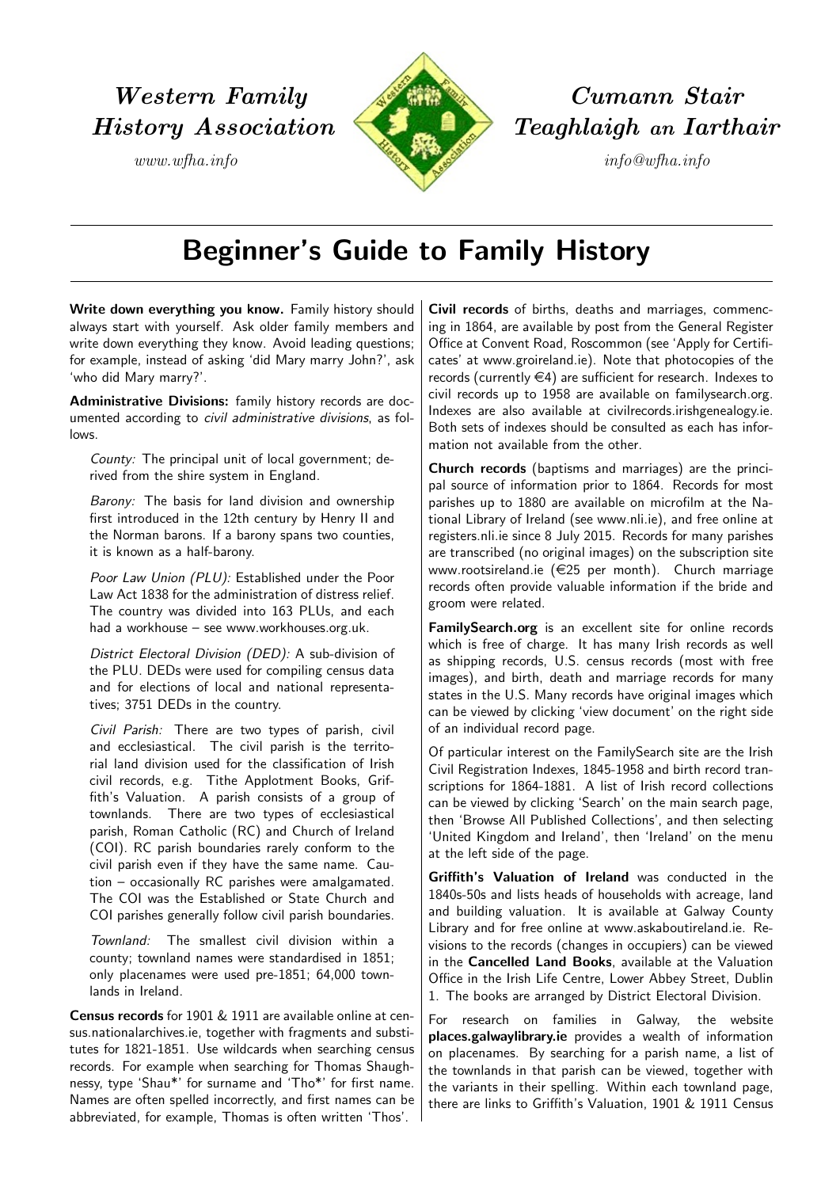*Western Family History Association*

*www.wfha.info*

*Cumann Stair Teaghlaigh an Iarthair*

*info@wfha.info*

# Beginner's Guide to Family History

**Write down everything you know.** Family history should always start with yourself. Ask older family members and write down everything they know. Avoid leading questions; for example, instead of asking 'did Mary marry John?', ask 'who did Mary marry?'.

**Administrative Divisions:** family history records are documented according to *civil administrative divisions*, as follows.

*County:* The principal unit of local government; derived from the shire system in England.

*Barony:* The basis for land division and ownership first introduced in the 12th century by Henry II and the Norman barons. If a barony spans two counties, it is known as a half-barony.

*Poor Law Union (PLU):* Established under the Poor Law Act 1838 for the administration of distress relief. The country was divided into 163 PLUs, and each had a workhouse – see www.workhouses.org.uk.

*District Electoral Division (DED):* A sub-division of the PLU. DEDs were used for compiling census data and for elections of local and national representatives; 3751 DEDs in the country.

*Civil Parish:* There are two types of parish, civil and ecclesiastical. The civil parish is the territorial land division used for the classification of Irish civil records, e.g. Tithe Applotment Books, Griffith's Valuation. A parish consists of a group of townlands. There are two types of ecclesiastical parish, Roman Catholic (RC) and Church of Ireland (COI). RC parish boundaries rarely conform to the civil parish even if they have the same name. Caution – occasionally RC parishes were amalgamated. The COI was the Established or State Church and COI parishes generally follow civil parish boundaries.

*Townland:* The smallest civil division within a county; townland names were standardised in 1851; only placenames were used pre-1851; 64,000 townlands in Ireland.

**Census records** for 1901 & 1911 are available online at census.nationalarchives.ie, together with fragments and substitutes for 1821-1851. Use wildcards when searching census records. For example when searching for Thomas Shaughnessy, type 'Shau*' for surname and 'Tho*' for first name. Names are often spelled incorrectly, and first names can be abbreviated, for example, Thomas is often written 'Thos'.

**Civil records** of births, deaths and marriages, commencing in 1864, are available by post from the General Register Office at Convent Road, Roscommon (see 'Apply for Certificates' at www.groireland.ie). Note that photocopies of the records (currently €4) are sufficient for research. Indexes to civil records up to 1958 are available on familysearch.org. Indexes are also available at civilrecords.irishgenealogy.ie. Both sets of indexes should be consulted as each has information not available from the other.

**Church records** (baptisms and marriages) are the principal source of information prior to 1864. Records for most parishes up to 1880 are available on microfilm at the National Library of Ireland (see www.nli.ie), and free online at registers.nli.ie since 8 July 2015. Records for many parishes are transcribed (no original images) on the subscription site www.rootsireland.ie (€25 per month). Church marriage records often provide valuable information if the bride and groom were related.

**FamilySearch.org** is an excellent site for online records which is free of charge. It has many Irish records as well as shipping records, U.S. census records (most with free images), and birth, death and marriage records for many states in the U.S. Many records have original images which can be viewed by clicking 'view document' on the right side of an individual record page.

Of particular interest on the FamilySearch site are the Irish Civil Registration Indexes, 1845-1958 and birth record transcriptions for 1864-1881. A list of Irish record collections can be viewed by clicking 'Search' on the main search page, then 'Browse All Published Collections', and then selecting 'United Kingdom and Ireland', then 'Ireland' on the menu at the left side of the page.

**Griffith's Valuation of Ireland** was conducted in the 1840s-50s and lists heads of households with acreage, land and building valuation. It is available at Galway County Library and for free online at www.askaboutireland.ie. Revisions to the records (changes in occupiers) can be viewed in the **Cancelled Land Books**, available at the Valuation Office in the Irish Life Centre, Lower Abbey Street, Dublin 1. The books are arranged by District Electoral Division.

For research on families in Galway, the website **places.galwaylibrary.ie** provides a wealth of information on placenames. By searching for a parish name, a list of the townlands in that parish can be viewed, together with the variants in their spelling. Within each townland page, there are links to Griffith's Valuation, 1901 & 1911 Census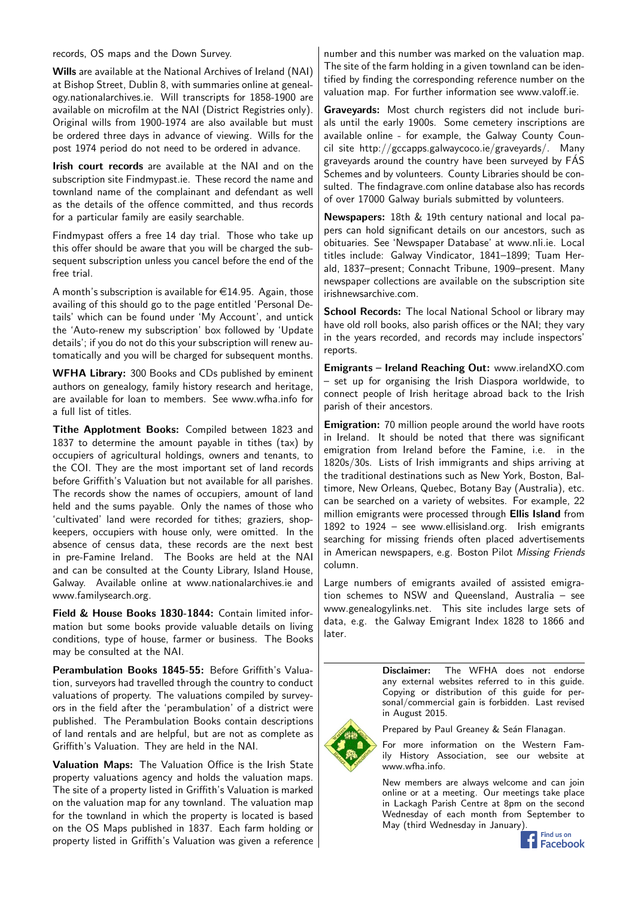records, OS maps and the Down Survey.

**Wills** are available at the National Archives of Ireland (NAI) at Bishop Street, Dublin 8, with summaries online at genealogy.nationalarchives.ie. Will transcripts for 1858-1900 are available on microfilm at the NAI (District Registries only). Original wills from 1900-1974 are also available but must be ordered three days in advance of viewing. Wills for the post 1974 period do not need to be ordered in advance.

**Irish court records** are available at the NAI and on the subscription site Findmypast.ie. These record the name and townland name of the complainant and defendant as well as the details of the offence committed, and thus records for a particular family are easily searchable.

Findmypast offers a free 14 day trial. Those who take up this offer should be aware that you will be charged the subsequent subscription unless you cancel before the end of the free trial.

A month's subscription is available for €14.95. Again, those availing of this should go to the page entitled 'Personal Details' which can be found under 'My Account', and untick the 'Auto-renew my subscription' box followed by 'Update details'; if you do not do this your subscription will renew automatically and you will be charged for subsequent months.

**WFHA Library:** 300 Books and CDs published by eminent authors on genealogy, family history research and heritage, are available for loan to members. See www.wfha.info for a full list of titles.

**Tithe Applotment Books:** Compiled between 1823 and 1837 to determine the amount payable in tithes (tax) by occupiers of agricultural holdings, owners and tenants, to the COI. They are the most important set of land records before Griffith's Valuation but not available for all parishes. The records show the names of occupiers, amount of land held and the sums payable. Only the names of those with 'cultivated' land were recorded for tithes; graziers, shopkeepers, occupiers with house only, were omitted. In the absence of census data, these records are the next best in pre-Famine Ireland. The Books are held at the NAI and can be consulted at the County Library, Island House, Galway. Available online at www.nationalarchives.ie and www.familysearch.org.

**Field & House Books 1830-1844:** Contain limited information but some books provide valuable details on living conditions, type of house, farmer or business. The Books may be consulted at the NAI.

**Perambulation Books 1845-55:** Before Griffith's Valuation, surveyors had travelled through the country to conduct valuations of property. The valuations compiled by surveyors in the field after the 'perambulation' of a district were published. The Perambulation Books contain descriptions of land rentals and are helpful, but are not as complete as Griffith's Valuation. They are held in the NAI.

**Valuation Maps:** The Valuation Office is the Irish State property valuations agency and holds the valuation maps. The site of a property listed in Griffith's Valuation is marked on the valuation map for any townland. The valuation map for the townland in which the property is located is based on the OS Maps published in 1837. Each farm holding or property listed in Griffith's Valuation was given a reference number and this number was marked on the valuation map. The site of the farm holding in a given townland can be identified by finding the corresponding reference number on the valuation map. For further information see www.valoff.ie.

**Graveyards:** Most church registers did not include burials until the early 1900s. Some cemetery inscriptions are available online - for example, the Galway County Council site http://gccapps.galwaycoco.ie/graveyards/. Many graveyards around the country have been surveyed by FÁS Schemes and by volunteers. County Libraries should be consulted. The findagrave.com online database also has records of over 17000 Galway burials submitted by volunteers.

**Newspapers:** 18th & 19th century national and local papers can hold significant details on our ancestors, such as obituaries. See 'Newspaper Database' at www.nli.ie. Local titles include: Galway Vindicator, 1841–1899; Tuam Herald, 1837–present; Connacht Tribune, 1909–present. Many newspaper collections are available on the subscription site irishnewsarchive.com.

**School Records:** The local National School or library may have old roll books, also parish offices or the NAI; they vary in the years recorded, and records may include inspectors' reports.

**Emigrants – Ireland Reaching Out:** www.irelandXO.com – set up for organising the Irish Diaspora worldwide, to connect people of Irish heritage abroad back to the Irish parish of their ancestors.

**Emigration:** 70 million people around the world have roots in Ireland. It should be noted that there was significant emigration from Ireland before the Famine, i.e. in the 1820s/30s. Lists of Irish immigrants and ships arriving at the traditional destinations such as New York, Boston, Baltimore, New Orleans, Quebec, Botany Bay (Australia), etc. can be searched on a variety of websites. For example, 22 million emigrants were processed through **Ellis Island** from 1892 to 1924 – see www.ellisisland.org. Irish emigrants searching for missing friends often placed advertisements in American newspapers, e.g. Boston Pilot *Missing Friends* column.

Large numbers of emigrants availed of assisted emigration schemes to NSW and Queensland, Australia – see www.genealogylinks.net. This site includes large sets of data, e.g. the Galway Emigrant Index 1828 to 1866 and later.

---

**Disclaimer:** The WFHA does not endorse any external websites referred to in this guide. Copying or distribution of this guide for personal/commercial gain is forbidden. Last revised in August 2015.

Prepared by Paul Greaney & Seán Flanagan.

For more information on the Western Family History Association, see our website at www.wfha.info.

New members are always welcome and can join online or at a meeting. Our meetings take place in Lackagh Parish Centre at 8pm on the second Wednesday of each month from September to May (third Wednesday in January).

Find us on Facebook